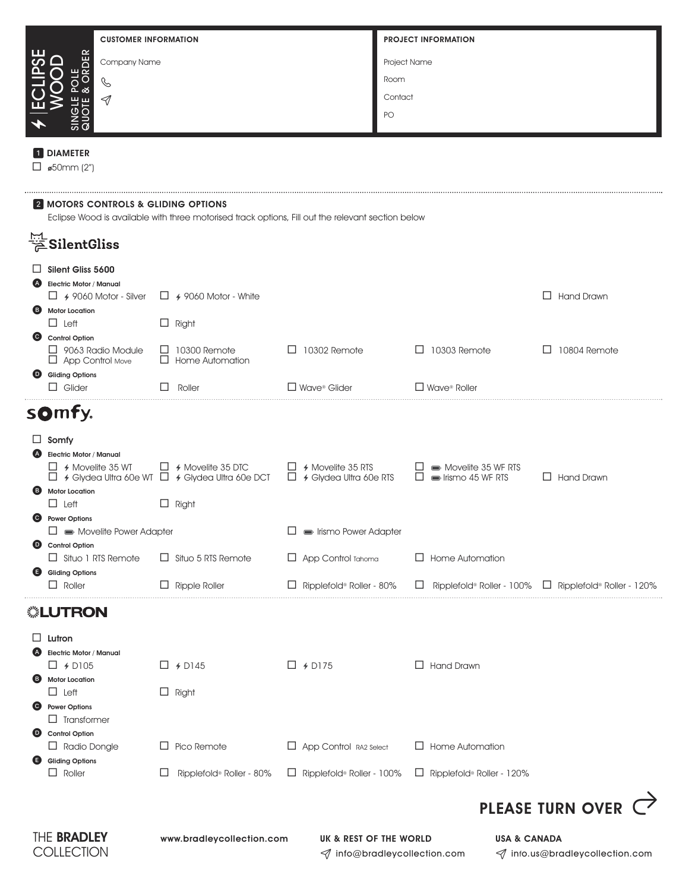# ECLIPSE WOOD

SINGLE POLE QUOTE & ORDER

| CUSTOMER INFORMATION | PROJECT INFORMATION |
|---|---|
| Company Name | Project Name |
| ✆ | Room |
| ✉ | Contact |
| | PO |

## 1 DIAMETER

☐ ⌀50mm (2")

## 2 MOTORS CONTROLS & GLIDING OPTIONS

Eclipse Wood is available with three motorised track options, Fill out the relevant section below

### SilentGliss

☐ **Silent Gliss 5600**

**A Electric Motor / Manual**

☐ 9060 Motor - Silver ☐ 9060 Motor - White ☐ Hand Drawn

**B Motor Location**

☐ Left ☐ Right

**C Control Option**

☐ 9063 Radio Module ☐ App Control Move ☐ 10300 Remote ☐ Home Automation ☐ 10302 Remote ☐ 10303 Remote ☐ 10804 Remote

**D Gliding Options**

☐ Glider ☐ Roller ☐ Wave® Glider ☐ Wave® Roller

### somfy.

☐ **Somfy**

**A Electric Motor / Manual**

☐ Movelite 35 WT ☐ Glydea Ultra 60e WT ☐ Movelite 35 DTC ☐ Glydea Ultra 60e DCT ☐ Movelite 35 RTS ☐ Glydea Ultra 60e RTS ☐ Movelite 35 WF RTS ☐ Irismo 45 WF RTS ☐ Hand Drawn

**B Motor Location**

☐ Left ☐ Right

**C Power Options**

☐ Movelite Power Adapter ☐ Irismo Power Adapter

**D Control Option**

☐ Situo 1 RTS Remote ☐ Situo 5 RTS Remote ☐ App Control Tahoma ☐ Home Automation

**E Gliding Options**

☐ Roller ☐ Ripple Roller ☐ Ripplefold® Roller - 80% ☐ Ripplefold® Roller - 100% ☐ Ripplefold® Roller - 120%

### LUTRON

☐ **Lutron**

**A Electric Motor / Manual**

☐ D105 ☐ D145 ☐ D175 ☐ Hand Drawn

**B Motor Location**

☐ Left ☐ Right

**C Power Options**

☐ Transformer

**D Control Option**

☐ Radio Dongle ☐ Pico Remote ☐ App Control RA2 Select ☐ Home Automation

**E Gliding Options**

☐ Roller ☐ Ripplefold® Roller - 80% ☐ Ripplefold® Roller - 100% ☐ Ripplefold® Roller - 120%

**PLEASE TURN OVER**

THE BRADLEY COLLECTION

www.bradleycollection.com

**UK & REST OF THE WORLD**
info@bradleycollection.com

**USA & CANADA**
info.us@bradleycollection.com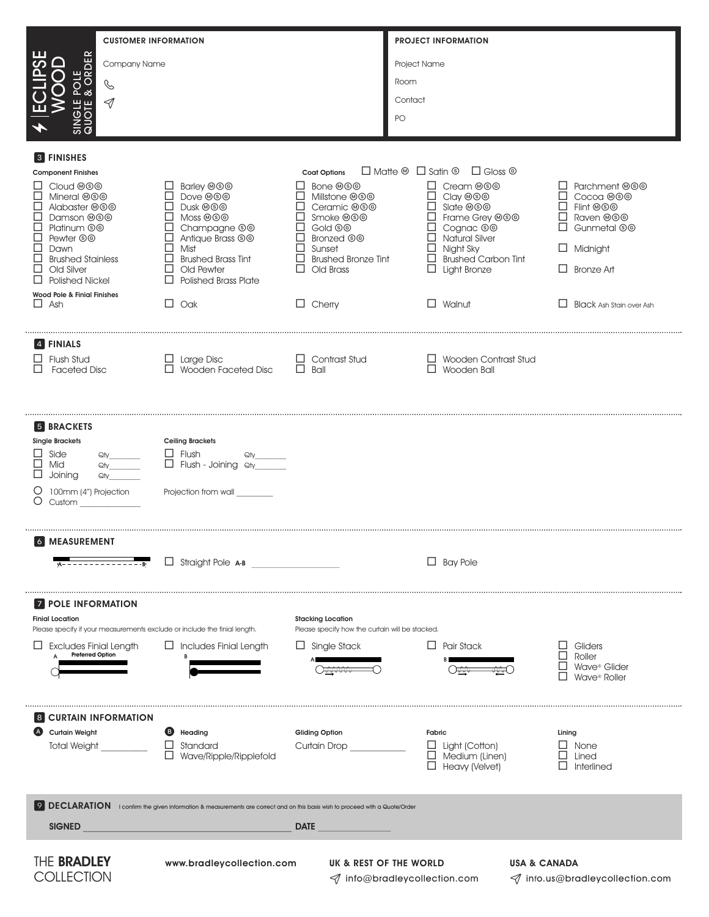# ECLIPSE WOOD

SINGLE POLE QUOTE & ORDER

**CUSTOMER INFORMATION**

Company Name

**PROJECT INFORMATION**

Project Name

Room

Contact

PO

## 3 FINISHES

**Component Finishes**

**Coat Options** ☐ Matte Ⓜ ☐ Satin Ⓢ ☐ Gloss Ⓖ

| | | | | |
|---|---|---|---|---|
| ☐ Cloud ⓂⓈⒼ | ☐ Barley ⓂⓈⒼ | ☐ Bone ⓂⓈⒼ | ☐ Cream ⓂⓈⒼ | ☐ Parchment ⓂⓈⒼ |
| ☐ Mineral ⓂⓈⒼ | ☐ Dove ⓂⓈⒼ | ☐ Millstone ⓂⓈⒼ | ☐ Clay ⓂⓈⒼ | ☐ Cocoa ⓂⓈⒼ |
| ☐ Alabaster ⓂⓈⒼ | ☐ Dusk ⓂⓈⒼ | ☐ Ceramic ⓂⓈⒼ | ☐ Slate ⓂⓈⒼ | ☐ Flint ⓂⓈⒼ |
| ☐ Damson ⓂⓈⒼ | ☐ Moss ⓂⓈⒼ | ☐ Smoke ⓂⓈⒼ | ☐ Frame Grey ⓂⓈⒼ | ☐ Raven ⓂⓈⒼ |
| ☐ Platinum ⓈⒼ | ☐ Champagne ⓈⒼ | ☐ Gold ⓈⒼ | ☐ Cognac ⓈⒼ | ☐ Gunmetal ⓈⒼ |
| ☐ Pewter ⓈⒼ | ☐ Antique Brass ⓈⒼ | ☐ Bronzed ⓈⒼ | ☐ Natural Silver | |
| ☐ Dawn | ☐ Mist | ☐ Sunset | ☐ Night Sky | ☐ Midnight |
| ☐ Brushed Stainless | ☐ Brushed Brass Tint | ☐ Brushed Bronze Tint | ☐ Brushed Carbon Tint | |
| ☐ Old Silver | ☐ Old Pewter | ☐ Old Brass | ☐ Light Bronze | ☐ Bronze Art |
| ☐ Polished Nickel | ☐ Polished Brass Plate | | | |

**Wood Pole & Finial Finishes**

☐ Ash ☐ Oak ☐ Cherry ☐ Walnut ☐ Black Ash Stain over Ash

## 4 FINIALS

☐ Flush Stud
☐ Faceted Disc
☐ Large Disc
☐ Wooden Faceted Disc
☐ Contrast Stud
☐ Ball
☐ Wooden Contrast Stud
☐ Wooden Ball

## 5 BRACKETS

**Single Brackets**

☐ Side Qty________
☐ Mid Qty________
☐ Joining Qty________

○ 100mm (4") Projection
○ Custom ______________

**Ceiling Brackets**

☐ Flush Qty________
☐ Flush - Joining Qty________

Projection from wall ________

## 6 MEASUREMENT

A — B

☐ Straight Pole **A-B** ____________________

☐ Bay Pole

## 7 POLE INFORMATION

**Finial Location**

Please specify if your measurements exclude or include the finial length.

☐ Excludes Finial Length
A **Preferred Option**

☐ Includes Finial Length
B

**Stacking Location**

Please specify how the curtain will be stacked.

☐ Single Stack
A

☐ Pair Stack
B

☐ Gliders
☐ Roller
☐ Wave® Glider
☐ Wave® Roller

## 8 CURTAIN INFORMATION

**A Curtain Weight**

Total Weight __________

**B Heading**

☐ Standard
☐ Wave/Ripple/Ripplefold

**Gliding Option**

Curtain Drop ____________

**Fabric**

☐ Light (Cotton)
☐ Medium (Linen)
☐ Heavy (Velvet)

**Lining**

☐ None
☐ Lined
☐ Interlined

## 9 DECLARATION

I confirm the given information & measurements are correct and on this basis wish to proceed with a Quote/Order

**SIGNED** ______________________________________________ **DATE** ________________

THE **BRADLEY** COLLECTION

**www.bradleycollection.com**

**UK & REST OF THE WORLD**
info@bradleycollection.com

**USA & CANADA**
info.us@bradleycollection.com